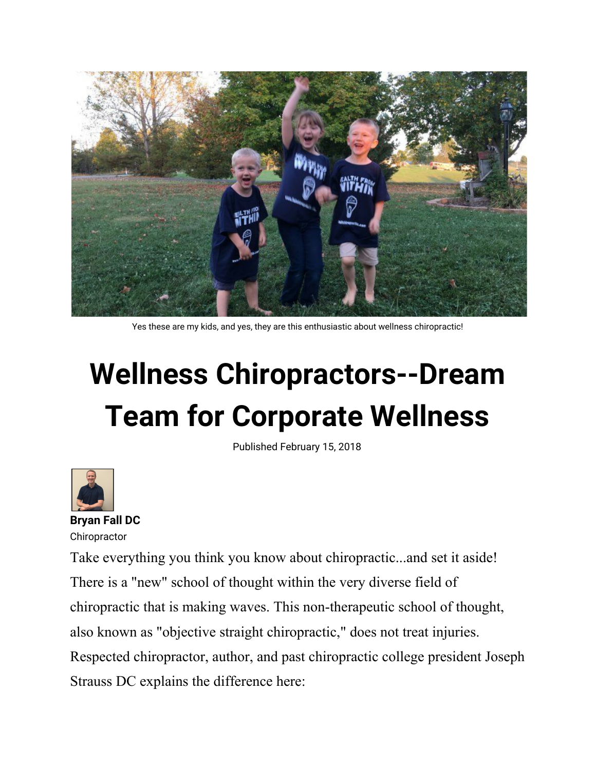Yes these are my kids, and yes, they are this enthusiastic about wellness chiropractic!

# Wellness Chiropractors--Dream Team for Corporate Wellness

Published February 15, 2018

**Bryan Fall DC**
Chiropractor

Take everything you think you know about chiropractic...and set it aside! There is a "new" school of thought within the very diverse field of chiropractic that is making waves. This non-therapeutic school of thought, also known as "objective straight chiropractic," does not treat injuries. Respected chiropractor, author, and past chiropractic college president Joseph Strauss DC explains the difference here: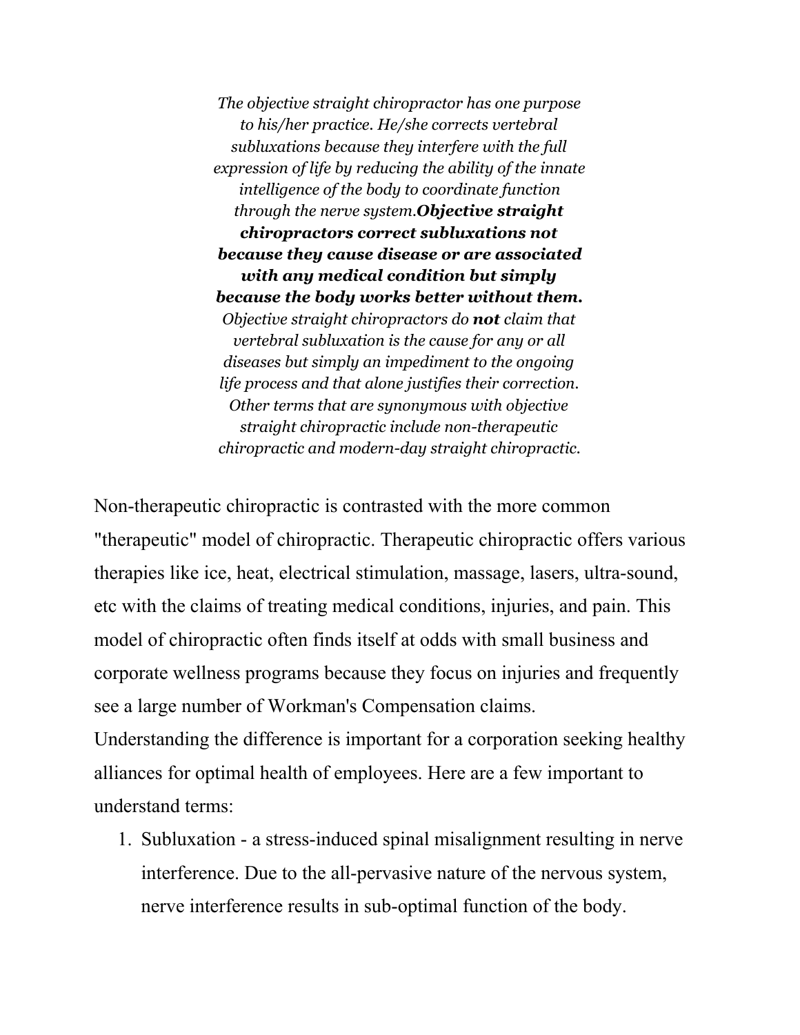*The objective straight chiropractor has one purpose to his/her practice. He/she corrects vertebral subluxations because they interfere with the full expression of life by reducing the ability of the innate intelligence of the body to coordinate function through the nerve system.* ***Objective straight chiropractors correct subluxations not because they cause disease or are associated with any medical condition but simply because the body works better without them.*** *Objective straight chiropractors do* ***not*** *claim that vertebral subluxation is the cause for any or all diseases but simply an impediment to the ongoing life process and that alone justifies their correction. Other terms that are synonymous with objective straight chiropractic include non-therapeutic chiropractic and modern-day straight chiropractic.*

Non-therapeutic chiropractic is contrasted with the more common "therapeutic" model of chiropractic. Therapeutic chiropractic offers various therapies like ice, heat, electrical stimulation, massage, lasers, ultra-sound, etc with the claims of treating medical conditions, injuries, and pain. This model of chiropractic often finds itself at odds with small business and corporate wellness programs because they focus on injuries and frequently see a large number of Workman's Compensation claims. Understanding the difference is important for a corporation seeking healthy alliances for optimal health of employees. Here are a few important to understand terms:

1. Subluxation - a stress-induced spinal misalignment resulting in nerve interference. Due to the all-pervasive nature of the nervous system, nerve interference results in sub-optimal function of the body.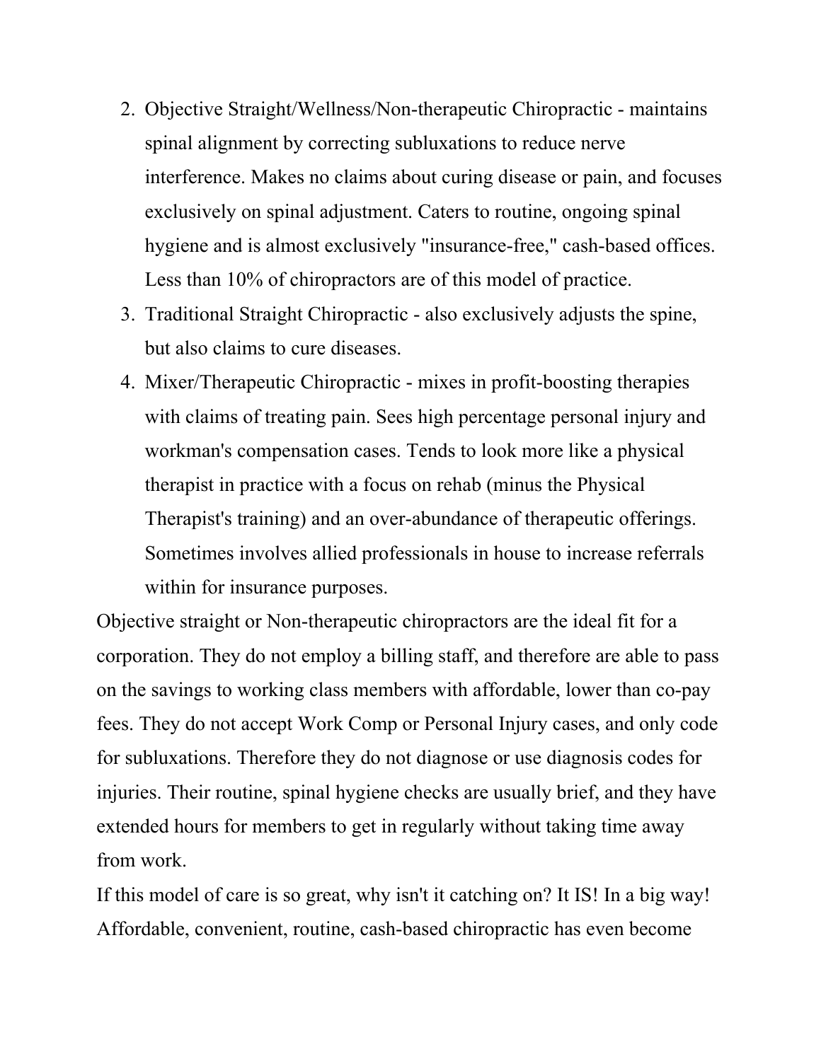2. Objective Straight/Wellness/Non-therapeutic Chiropractic - maintains spinal alignment by correcting subluxations to reduce nerve interference. Makes no claims about curing disease or pain, and focuses exclusively on spinal adjustment. Caters to routine, ongoing spinal hygiene and is almost exclusively "insurance-free," cash-based offices. Less than 10% of chiropractors are of this model of practice.
3. Traditional Straight Chiropractic - also exclusively adjusts the spine, but also claims to cure diseases.
4. Mixer/Therapeutic Chiropractic - mixes in profit-boosting therapies with claims of treating pain. Sees high percentage personal injury and workman's compensation cases. Tends to look more like a physical therapist in practice with a focus on rehab (minus the Physical Therapist's training) and an over-abundance of therapeutic offerings. Sometimes involves allied professionals in house to increase referrals within for insurance purposes.

Objective straight or Non-therapeutic chiropractors are the ideal fit for a corporation. They do not employ a billing staff, and therefore are able to pass on the savings to working class members with affordable, lower than co-pay fees. They do not accept Work Comp or Personal Injury cases, and only code for subluxations. Therefore they do not diagnose or use diagnosis codes for injuries. Their routine, spinal hygiene checks are usually brief, and they have extended hours for members to get in regularly without taking time away from work.

If this model of care is so great, why isn't it catching on? It IS! In a big way! Affordable, convenient, routine, cash-based chiropractic has even become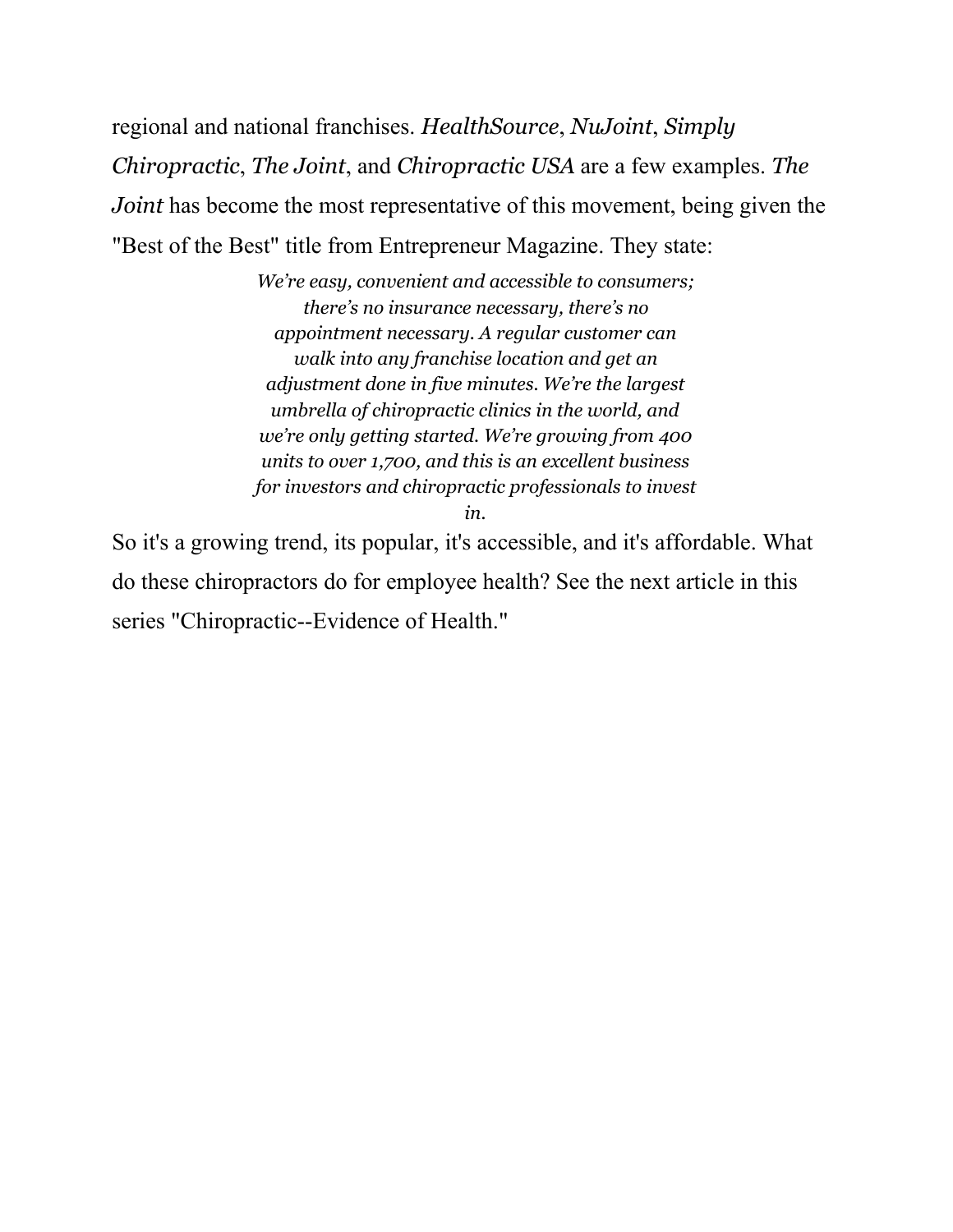regional and national franchises. *HealthSource*, *NuJoint*, *Simply Chiropractic*, *The Joint*, and *Chiropractic USA* are a few examples. *The Joint* has become the most representative of this movement, being given the "Best of the Best" title from Entrepreneur Magazine. They state:

> *We're easy, convenient and accessible to consumers; there's no insurance necessary, there's no appointment necessary. A regular customer can walk into any franchise location and get an adjustment done in five minutes. We're the largest umbrella of chiropractic clinics in the world, and we're only getting started. We're growing from 400 units to over 1,700, and this is an excellent business for investors and chiropractic professionals to invest in.*

So it's a growing trend, its popular, it's accessible, and it's affordable. What do these chiropractors do for employee health? See the next article in this series "Chiropractic--Evidence of Health."